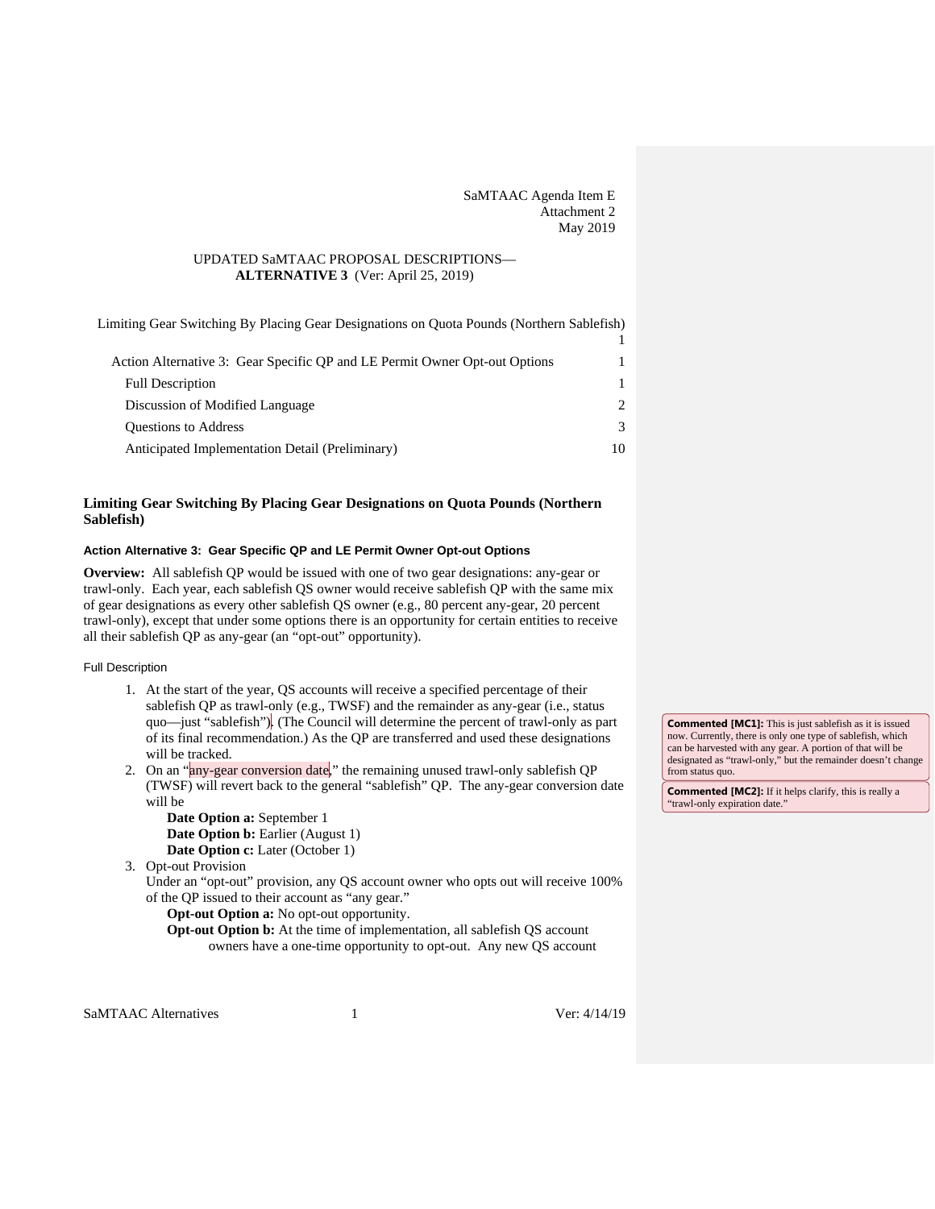SaMTAAC Agenda Item E
Attachment 2
May 2019

UPDATED SaMTAAC PROPOSAL DESCRIPTIONS—
**ALTERNATIVE 3** (Ver: April 25, 2019)

| | |
|---|---|
| Limiting Gear Switching By Placing Gear Designations on Quota Pounds (Northern Sablefish) | 1 |
| Action Alternative 3: Gear Specific QP and LE Permit Owner Opt-out Options | 1 |
| Full Description | 1 |
| Discussion of Modified Language | 2 |
| Questions to Address | 3 |
| Anticipated Implementation Detail (Preliminary) | 10 |

## Limiting Gear Switching By Placing Gear Designations on Quota Pounds (Northern Sablefish)

### Action Alternative 3: Gear Specific QP and LE Permit Owner Opt-out Options

**Overview:** All sablefish QP would be issued with one of two gear designations: any-gear or trawl-only. Each year, each sablefish QS owner would receive sablefish QP with the same mix of gear designations as every other sablefish QS owner (e.g., 80 percent any-gear, 20 percent trawl-only), except that under some options there is an opportunity for certain entities to receive all their sablefish QP as any-gear (an "opt-out" opportunity).

#### Full Description

1. At the start of the year, QS accounts will receive a specified percentage of their sablefish QP as trawl-only (e.g., TWSF) and the remainder as any-gear (i.e., status quo—just "sablefish"). (The Council will determine the percent of trawl-only as part of its final recommendation.) As the QP are transferred and used these designations will be tracked.
2. On an "any-gear conversion date," the remaining unused trawl-only sablefish QP (TWSF) will revert back to the general "sablefish" QP. The any-gear conversion date will be
   - **Date Option a:** September 1
   - **Date Option b:** Earlier (August 1)
   - **Date Option c:** Later (October 1)
3. Opt-out Provision
   Under an "opt-out" provision, any QS account owner who opts out will receive 100% of the QP issued to their account as "any gear."
   - **Opt-out Option a:** No opt-out opportunity.
   - **Opt-out Option b:** At the time of implementation, all sablefish QS account owners have a one-time opportunity to opt-out. Any new QS account

**Commented [MC1]:** This is just sablefish as it is issued now. Currently, there is only one type of sablefish, which can be harvested with any gear. A portion of that will be designated as "trawl-only," but the remainder doesn't change from status quo.

**Commented [MC2]:** If it helps clarify, this is really a "trawl-only expiration date."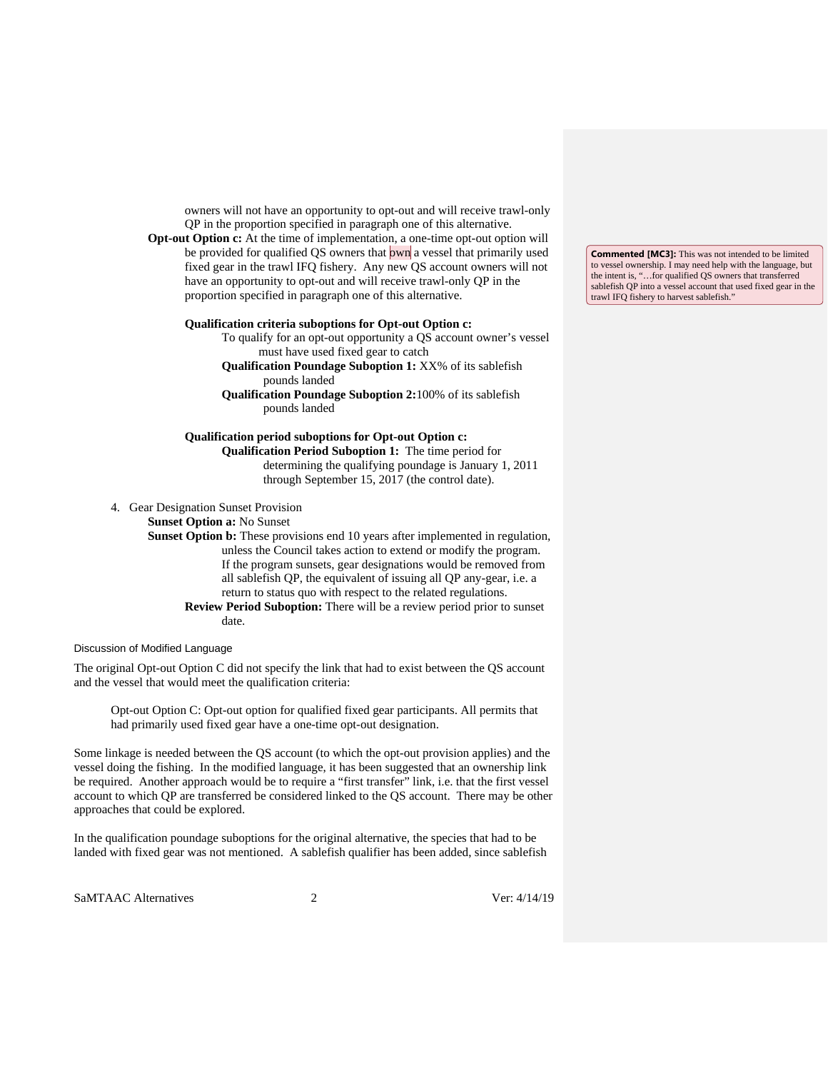owners will not have an opportunity to opt-out and will receive trawl-only QP in the proportion specified in paragraph one of this alternative.

**Opt-out Option c:** At the time of implementation, a one-time opt-out option will be provided for qualified QS owners that own a vessel that primarily used fixed gear in the trawl IFQ fishery. Any new QS account owners will not have an opportunity to opt-out and will receive trawl-only QP in the proportion specified in paragraph one of this alternative.

> **Commented [MC3]:** This was not intended to be limited to vessel ownership. I may need help with the language, but the intent is, "…for qualified QS owners that transferred sablefish QP into a vessel account that used fixed gear in the trawl IFQ fishery to harvest sablefish."

**Qualification criteria suboptions for Opt-out Option c:**

To qualify for an opt-out opportunity a QS account owner's vessel must have used fixed gear to catch

**Qualification Poundage Suboption 1:** XX% of its sablefish pounds landed

**Qualification Poundage Suboption 2:** 100% of its sablefish pounds landed

**Qualification period suboptions for Opt-out Option c:**

**Qualification Period Suboption 1:** The time period for determining the qualifying poundage is January 1, 2011 through September 15, 2017 (the control date).

4. Gear Designation Sunset Provision

**Sunset Option a:** No Sunset

**Sunset Option b:** These provisions end 10 years after implemented in regulation, unless the Council takes action to extend or modify the program. If the program sunsets, gear designations would be removed from all sablefish QP, the equivalent of issuing all QP any-gear, i.e. a return to status quo with respect to the related regulations.

**Review Period Suboption:** There will be a review period prior to sunset date.

### Discussion of Modified Language

The original Opt-out Option C did not specify the link that had to exist between the QS account and the vessel that would meet the qualification criteria:

> Opt-out Option C: Opt-out option for qualified fixed gear participants. All permits that had primarily used fixed gear have a one-time opt-out designation.

Some linkage is needed between the QS account (to which the opt-out provision applies) and the vessel doing the fishing. In the modified language, it has been suggested that an ownership link be required. Another approach would be to require a "first transfer" link, i.e. that the first vessel account to which QP are transferred be considered linked to the QS account. There may be other approaches that could be explored.

In the qualification poundage suboptions for the original alternative, the species that had to be landed with fixed gear was not mentioned. A sablefish qualifier has been added, since sablefish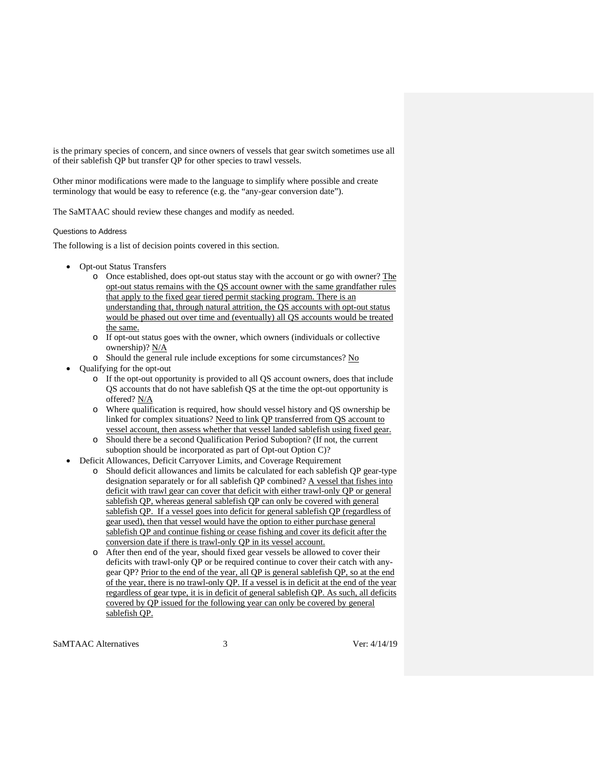is the primary species of concern, and since owners of vessels that gear switch sometimes use all of their sablefish QP but transfer QP for other species to trawl vessels.

Other minor modifications were made to the language to simplify where possible and create terminology that would be easy to reference (e.g. the "any-gear conversion date").

The SaMTAAC should review these changes and modify as needed.

#### Questions to Address

The following is a list of decision points covered in this section.

- Opt-out Status Transfers
  - Once established, does opt-out status stay with the account or go with owner? <u>The opt-out status remains with the QS account owner with the same grandfather rules that apply to the fixed gear tiered permit stacking program. There is an understanding that, through natural attrition, the QS accounts with opt-out status would be phased out over time and (eventually) all QS accounts would be treated the same.</u>
  - If opt-out status goes with the owner, which owners (individuals or collective ownership)? <u>N/A</u>
  - Should the general rule include exceptions for some circumstances? <u>No</u>
- Qualifying for the opt-out
  - If the opt-out opportunity is provided to all QS account owners, does that include QS accounts that do not have sablefish QS at the time the opt-out opportunity is offered? <u>N/A</u>
  - Where qualification is required, how should vessel history and QS ownership be linked for complex situations? <u>Need to link QP transferred from QS account to vessel account, then assess whether that vessel landed sablefish using fixed gear.</u>
  - Should there be a second Qualification Period Suboption? (If not, the current suboption should be incorporated as part of Opt-out Option C)?
- Deficit Allowances, Deficit Carryover Limits, and Coverage Requirement
  - Should deficit allowances and limits be calculated for each sablefish QP gear-type designation separately or for all sablefish QP combined? <u>A vessel that fishes into deficit with trawl gear can cover that deficit with either trawl-only QP or general sablefish QP, whereas general sablefish QP can only be covered with general sablefish QP. If a vessel goes into deficit for general sablefish QP (regardless of gear used), then that vessel would have the option to either purchase general sablefish QP and continue fishing or cease fishing and cover its deficit after the conversion date if there is trawl-only QP in its vessel account.</u>
  - After then end of the year, should fixed gear vessels be allowed to cover their deficits with trawl-only QP or be required continue to cover their catch with any-gear QP? <u>Prior to the end of the year, all QP is general sablefish QP, so at the end of the year, there is no trawl-only QP. If a vessel is in deficit at the end of the year regardless of gear type, it is in deficit of general sablefish QP. As such, all deficits covered by QP issued for the following year can only be covered by general sablefish QP.</u>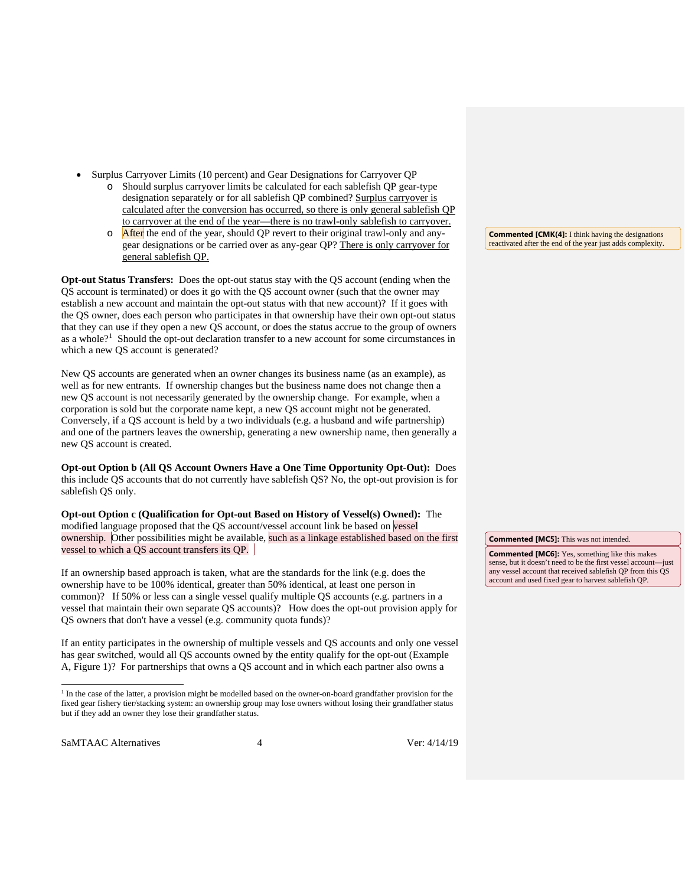- Surplus Carryover Limits (10 percent) and Gear Designations for Carryover QP
  - Should surplus carryover limits be calculated for each sablefish QP gear-type designation separately or for all sablefish QP combined? Surplus carryover is calculated after the conversion has occurred, so there is only general sablefish QP to carryover at the end of the year—there is no trawl-only sablefish to carryover.
  - After the end of the year, should QP revert to their original trawl-only and any-gear designations or be carried over as any-gear QP? There is only carryover for general sablefish QP.

**Opt-out Status Transfers:** Does the opt-out status stay with the QS account (ending when the QS account is terminated) or does it go with the QS account owner (such that the owner may establish a new account and maintain the opt-out status with that new account)? If it goes with the QS owner, does each person who participates in that ownership have their own opt-out status that they can use if they open a new QS account, or does the status accrue to the group of owners as a whole?[1] Should the opt-out declaration transfer to a new account for some circumstances in which a new QS account is generated?

New QS accounts are generated when an owner changes its business name (as an example), as well as for new entrants. If ownership changes but the business name does not change then a new QS account is not necessarily generated by the ownership change. For example, when a corporation is sold but the corporate name kept, a new QS account might not be generated. Conversely, if a QS account is held by a two individuals (e.g. a husband and wife partnership) and one of the partners leaves the ownership, generating a new ownership name, then generally a new QS account is created.

**Opt-out Option b (All QS Account Owners Have a One Time Opportunity Opt-Out):** Does this include QS accounts that do not currently have sablefish QS? No, the opt-out provision is for sablefish QS only.

**Opt-out Option c (Qualification for Opt-out Based on History of Vessel(s) Owned):** The modified language proposed that the QS account/vessel account link be based on vessel ownership. Other possibilities might be available, such as a linkage established based on the first vessel to which a QS account transfers its QP.

If an ownership based approach is taken, what are the standards for the link (e.g. does the ownership have to be 100% identical, greater than 50% identical, at least one person in common)? If 50% or less can a single vessel qualify multiple QS accounts (e.g. partners in a vessel that maintain their own separate QS accounts)? How does the opt-out provision apply for QS owners that don't have a vessel (e.g. community quota funds)?

If an entity participates in the ownership of multiple vessels and QS accounts and only one vessel has gear switched, would all QS accounts owned by the entity qualify for the opt-out (Example A, Figure 1)? For partnerships that owns a QS account and in which each partner also owns a

> **Commented [CMK(4]:** I think having the designations reactivated after the end of the year just adds complexity.

> **Commented [MC5]:** This was not intended.

> **Commented [MC6]:** Yes, something like this makes sense, but it doesn't need to be the first vessel account—just any vessel account that received sablefish QP from this QS account and used fixed gear to harvest sablefish QP.

[1] In the case of the latter, a provision might be modelled based on the owner-on-board grandfather provision for the fixed gear fishery tier/stacking system: an ownership group may lose owners without losing their grandfather status but if they add an owner they lose their grandfather status.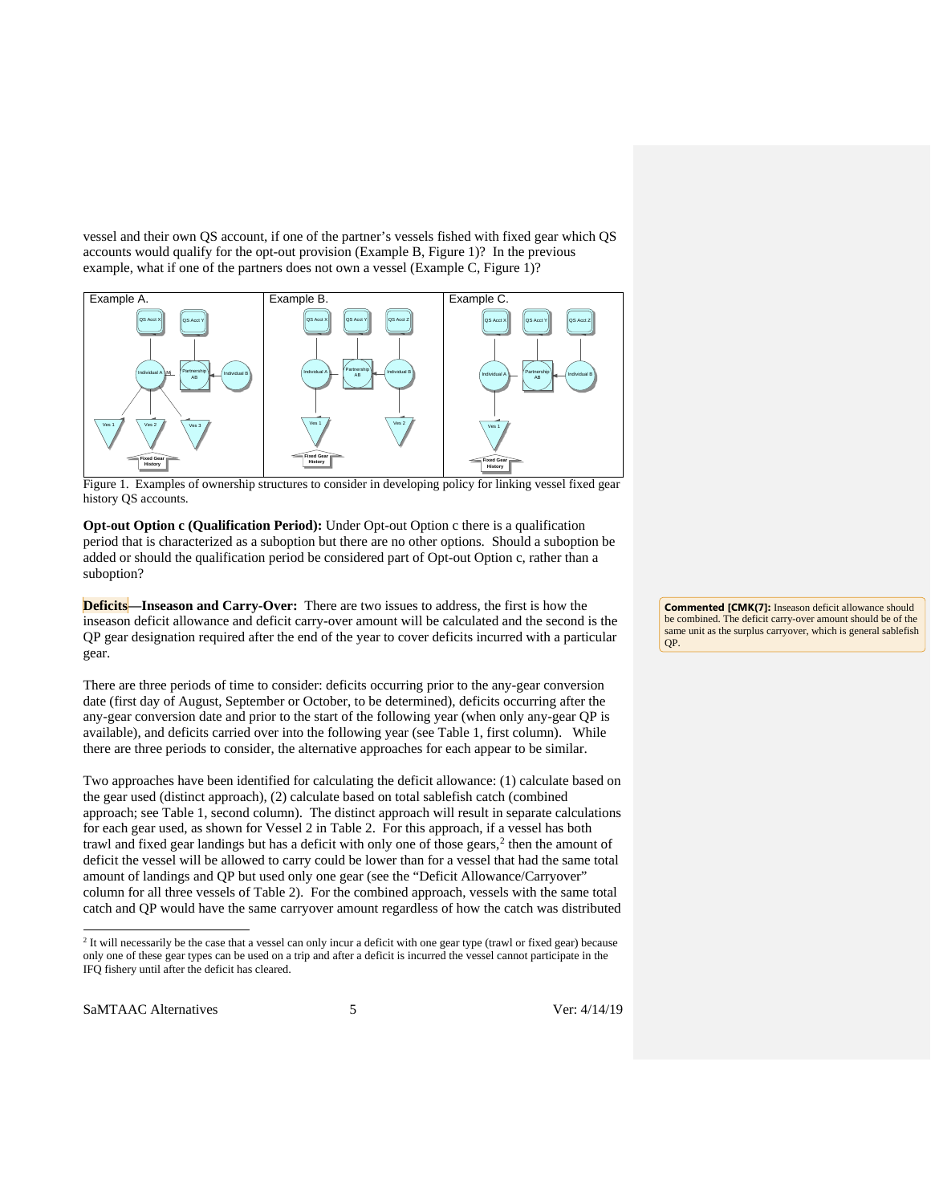vessel and their own QS account, if one of the partner's vessels fished with fixed gear which QS accounts would qualify for the opt-out provision (Example B, Figure 1)? In the previous example, what if one of the partners does not own a vessel (Example C, Figure 1)?

Figure 1. Examples of ownership structures to consider in developing policy for linking vessel fixed gear history QS accounts.

**Opt-out Option c (Qualification Period):** Under Opt-out Option c there is a qualification period that is characterized as a suboption but there are no other options. Should a suboption be added or should the qualification period be considered part of Opt-out Option c, rather than a suboption?

**Deficits—Inseason and Carry-Over:** There are two issues to address, the first is how the inseason deficit allowance and deficit carry-over amount will be calculated and the second is the QP gear designation required after the end of the year to cover deficits incurred with a particular gear.

> **Commented [CMK(7]:** Inseason deficit allowance should be combined. The deficit carry-over amount should be of the same unit as the surplus carryover, which is general sablefish QP.

There are three periods of time to consider: deficits occurring prior to the any-gear conversion date (first day of August, September or October, to be determined), deficits occurring after the any-gear conversion date and prior to the start of the following year (when only any-gear QP is available), and deficits carried over into the following year (see Table 1, first column). While there are three periods to consider, the alternative approaches for each appear to be similar.

Two approaches have been identified for calculating the deficit allowance: (1) calculate based on the gear used (distinct approach), (2) calculate based on total sablefish catch (combined approach; see Table 1, second column). The distinct approach will result in separate calculations for each gear used, as shown for Vessel 2 in Table 2. For this approach, if a vessel has both trawl and fixed gear landings but has a deficit with only one of those gears,[2] then the amount of deficit the vessel will be allowed to carry could be lower than for a vessel that had the same total amount of landings and QP but used only one gear (see the "Deficit Allowance/Carryover" column for all three vessels of Table 2). For the combined approach, vessels with the same total catch and QP would have the same carryover amount regardless of how the catch was distributed

[2] It will necessarily be the case that a vessel can only incur a deficit with one gear type (trawl or fixed gear) because only one of these gear types can be used on a trip and after a deficit is incurred the vessel cannot participate in the IFQ fishery until after the deficit has cleared.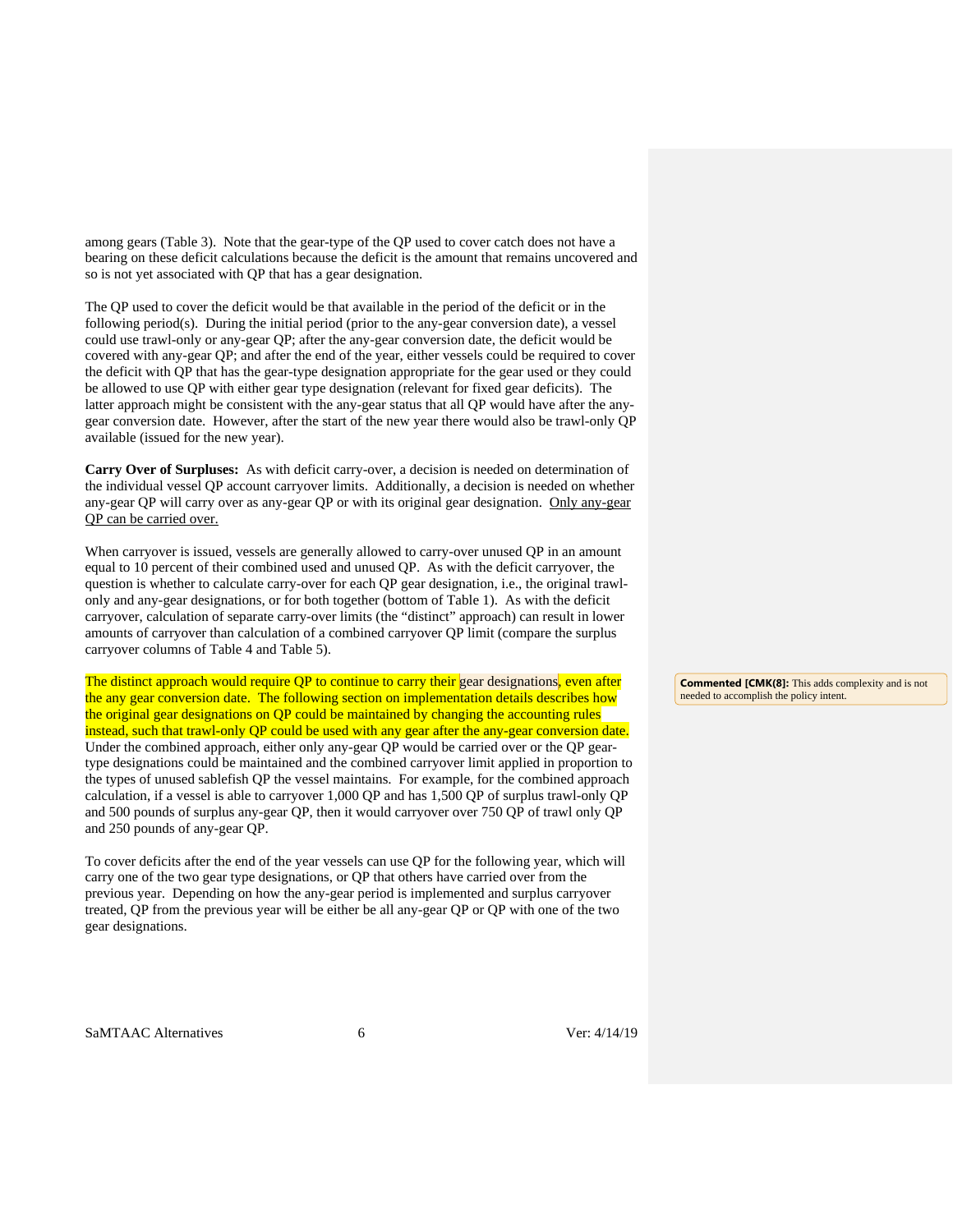among gears (Table 3). Note that the gear-type of the QP used to cover catch does not have a bearing on these deficit calculations because the deficit is the amount that remains uncovered and so is not yet associated with QP that has a gear designation.

The QP used to cover the deficit would be that available in the period of the deficit or in the following period(s). During the initial period (prior to the any-gear conversion date), a vessel could use trawl-only or any-gear QP; after the any-gear conversion date, the deficit would be covered with any-gear QP; and after the end of the year, either vessels could be required to cover the deficit with QP that has the gear-type designation appropriate for the gear used or they could be allowed to use QP with either gear type designation (relevant for fixed gear deficits). The latter approach might be consistent with the any-gear status that all QP would have after the any-gear conversion date. However, after the start of the new year there would also be trawl-only QP available (issued for the new year).

**Carry Over of Surpluses:** As with deficit carry-over, a decision is needed on determination of the individual vessel QP account carryover limits. Additionally, a decision is needed on whether any-gear QP will carry over as any-gear QP or with its original gear designation. Only any-gear QP can be carried over.

When carryover is issued, vessels are generally allowed to carry-over unused QP in an amount equal to 10 percent of their combined used and unused QP. As with the deficit carryover, the question is whether to calculate carry-over for each QP gear designation, i.e., the original trawl-only and any-gear designations, or for both together (bottom of Table 1). As with the deficit carryover, calculation of separate carry-over limits (the "distinct" approach) can result in lower amounts of carryover than calculation of a combined carryover QP limit (compare the surplus carryover columns of Table 4 and Table 5).

The distinct approach would require QP to continue to carry their gear designations, even after the any gear conversion date. The following section on implementation details describes how the original gear designations on QP could be maintained by changing the accounting rules instead, such that trawl-only QP could be used with any gear after the any-gear conversion date. Under the combined approach, either only any-gear QP would be carried over or the QP gear-type designations could be maintained and the combined carryover limit applied in proportion to the types of unused sablefish QP the vessel maintains. For example, for the combined approach calculation, if a vessel is able to carryover 1,000 QP and has 1,500 QP of surplus trawl-only QP and 500 pounds of surplus any-gear QP, then it would carryover over 750 QP of trawl only QP and 250 pounds of any-gear QP.

**Commented [CMK(8]:** This adds complexity and is not needed to accomplish the policy intent.

To cover deficits after the end of the year vessels can use QP for the following year, which will carry one of the two gear type designations, or QP that others have carried over from the previous year. Depending on how the any-gear period is implemented and surplus carryover treated, QP from the previous year will be either be all any-gear QP or QP with one of the two gear designations.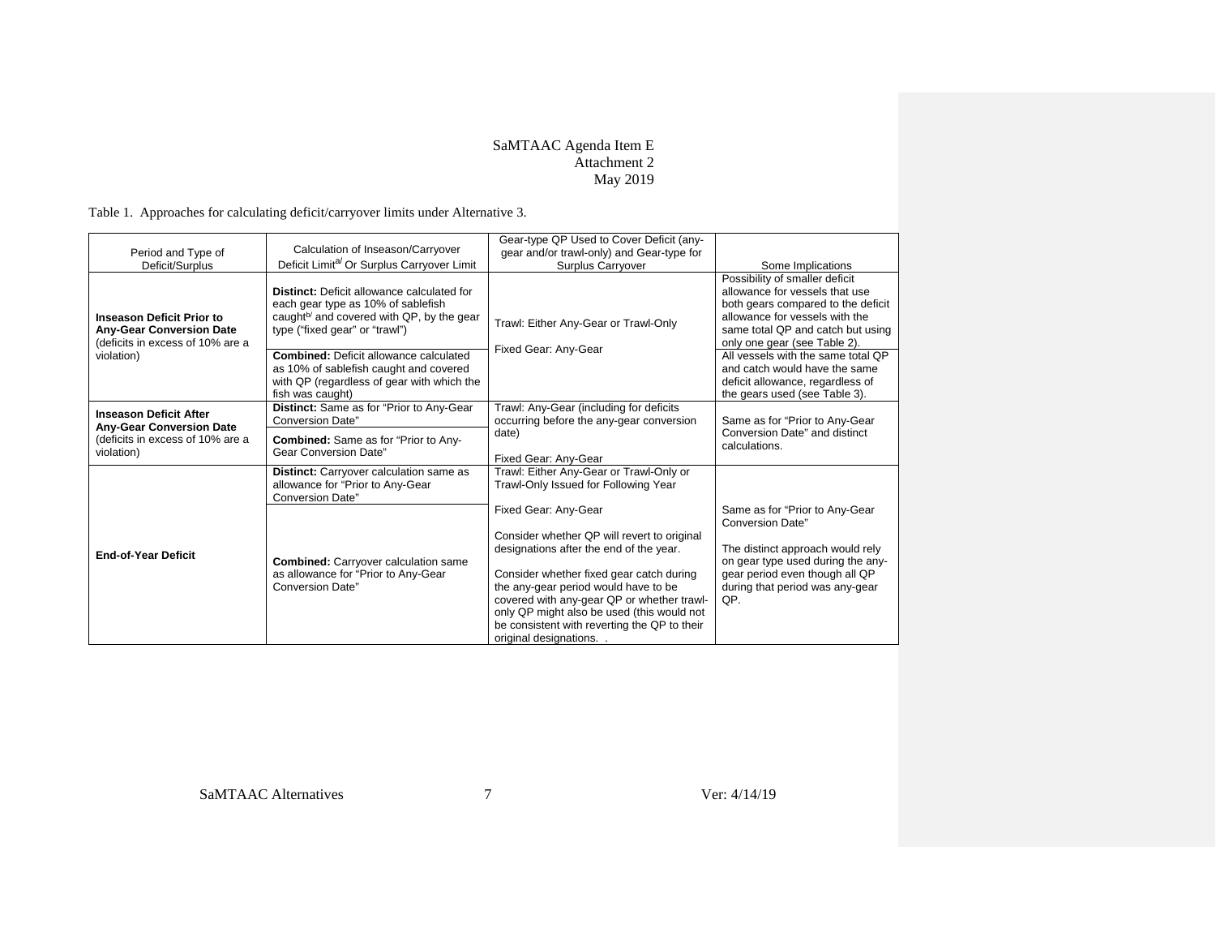Table 1. Approaches for calculating deficit/carryover limits under Alternative 3.

| Period and Type of Deficit/Surplus | Calculation of Inseason/Carryover Deficit Limit[a/] Or Surplus Carryover Limit | Gear-type QP Used to Cover Deficit (any-gear and/or trawl-only) and Gear-type for Surplus Carryover | Some Implications |
|---|---|---|---|
| **Inseason Deficit Prior to Any-Gear Conversion Date** (deficits in excess of 10% are a violation) | **Distinct:** Deficit allowance calculated for each gear type as 10% of sablefish caught[b/] and covered with QP, by the gear type ("fixed gear" or "trawl") | Trawl: Either Any-Gear or Trawl-Only<br><br>Fixed Gear: Any-Gear | Possibility of smaller deficit allowance for vessels that use both gears compared to the deficit allowance for vessels with the same total QP and catch but using only one gear (see Table 2). |
| | **Combined:** Deficit allowance calculated as 10% of sablefish caught and covered with QP (regardless of gear with which the fish was caught) | | All vessels with the same total QP and catch would have the same deficit allowance, regardless of the gears used (see Table 3). |
| **Inseason Deficit After Any-Gear Conversion Date** (deficits in excess of 10% are a violation) | **Distinct:** Same as for "Prior to Any-Gear Conversion Date" | Trawl: Any-Gear (including for deficits occurring before the any-gear conversion date)<br><br>Fixed Gear: Any-Gear | Same as for "Prior to Any-Gear Conversion Date" and distinct calculations. |
| | **Combined:** Same as for "Prior to Any-Gear Conversion Date" | | |
| **End-of-Year Deficit** | **Distinct:** Carryover calculation same as allowance for "Prior to Any-Gear Conversion Date" | Trawl: Either Any-Gear or Trawl-Only or Trawl-Only Issued for Following Year<br><br>Fixed Gear: Any-Gear<br><br>Consider whether QP will revert to original designations after the end of the year.<br><br>Consider whether fixed gear catch during the any-gear period would have to be covered with any-gear QP or whether trawl-only QP might also be used (this would not be consistent with reverting the QP to their original designations. . | Same as for "Prior to Any-Gear Conversion Date"<br><br>The distinct approach would rely on gear type used during the any-gear period even though all QP during that period was any-gear QP. |
| | **Combined:** Carryover calculation same as allowance for "Prior to Any-Gear Conversion Date" | | |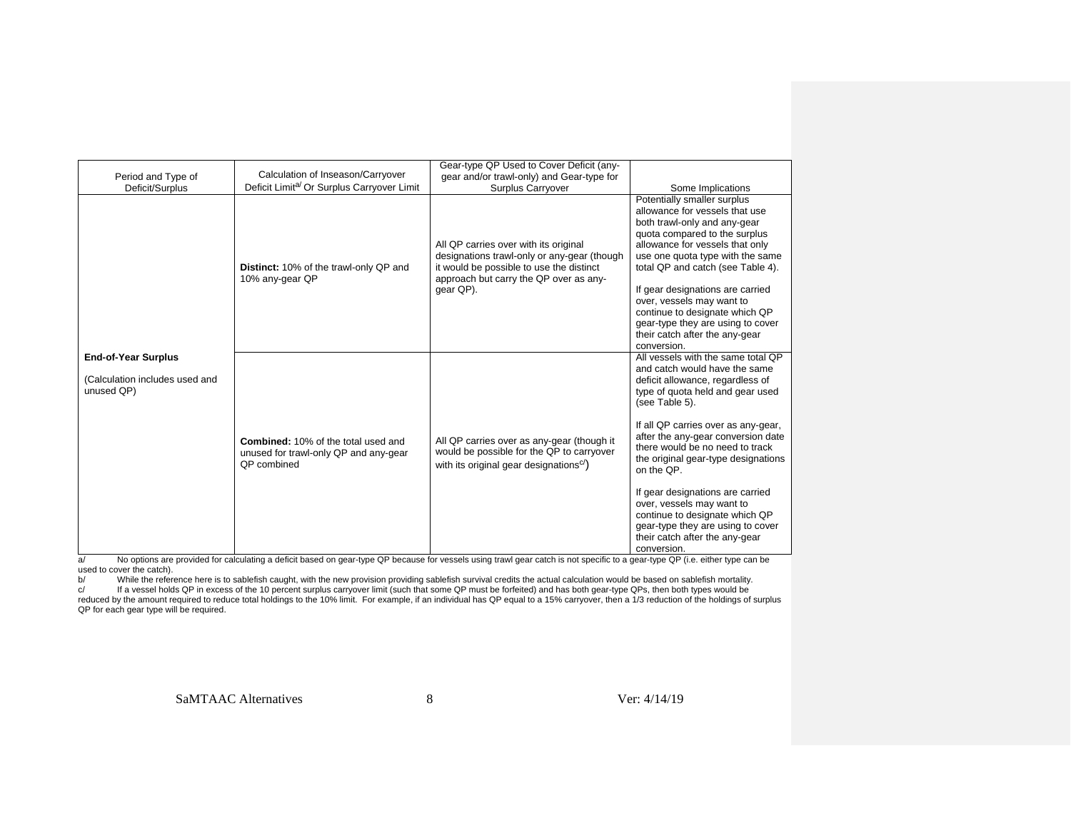| Period and Type of Deficit/Surplus | Calculation of Inseason/Carryover Deficit Limit[a/] Or Surplus Carryover Limit | Gear-type QP Used to Cover Deficit (any-gear and/or trawl-only) and Gear-type for Surplus Carryover | Some Implications |
|---|---|---|---|
| **End-of-Year Surplus** (Calculation includes used and unused QP) | **Distinct:** 10% of the trawl-only QP and 10% any-gear QP | All QP carries over with its original designations trawl-only or any-gear (though it would be possible to use the distinct approach but carry the QP over as any-gear QP). | Potentially smaller surplus allowance for vessels that use both trawl-only and any-gear quota compared to the surplus allowance for vessels that only use one quota type with the same total QP and catch (see Table 4). <br><br> If gear designations are carried over, vessels may want to continue to designate which QP gear-type they are using to cover their catch after the any-gear conversion. |
| | **Combined:** 10% of the total used and unused for trawl-only QP and any-gear QP combined | All QP carries over as any-gear (though it would be possible for the QP to carryover with its original gear designations[c/]) | All vessels with the same total QP and catch would have the same deficit allowance, regardless of type of quota held and gear used (see Table 5). <br><br> If all QP carries over as any-gear, after the any-gear conversion date there would be no need to track the original gear-type designations on the QP. <br><br> If gear designations are carried over, vessels may want to continue to designate which QP gear-type they are using to cover their catch after the any-gear conversion. |

a/ No options are provided for calculating a deficit based on gear-type QP because for vessels using trawl gear catch is not specific to a gear-type QP (i.e. either type can be used to cover the catch).

b/ While the reference here is to sablefish caught, with the new provision providing sablefish survival credits the actual calculation would be based on sablefish mortality.

c/ If a vessel holds QP in excess of the 10 percent surplus carryover limit (such that some QP must be forfeited) and has both gear-type QPs, then both types would be reduced by the amount required to reduce total holdings to the 10% limit. For example, if an individual has QP equal to a 15% carryover, then a 1/3 reduction of the holdings of surplus QP for each gear type will be required.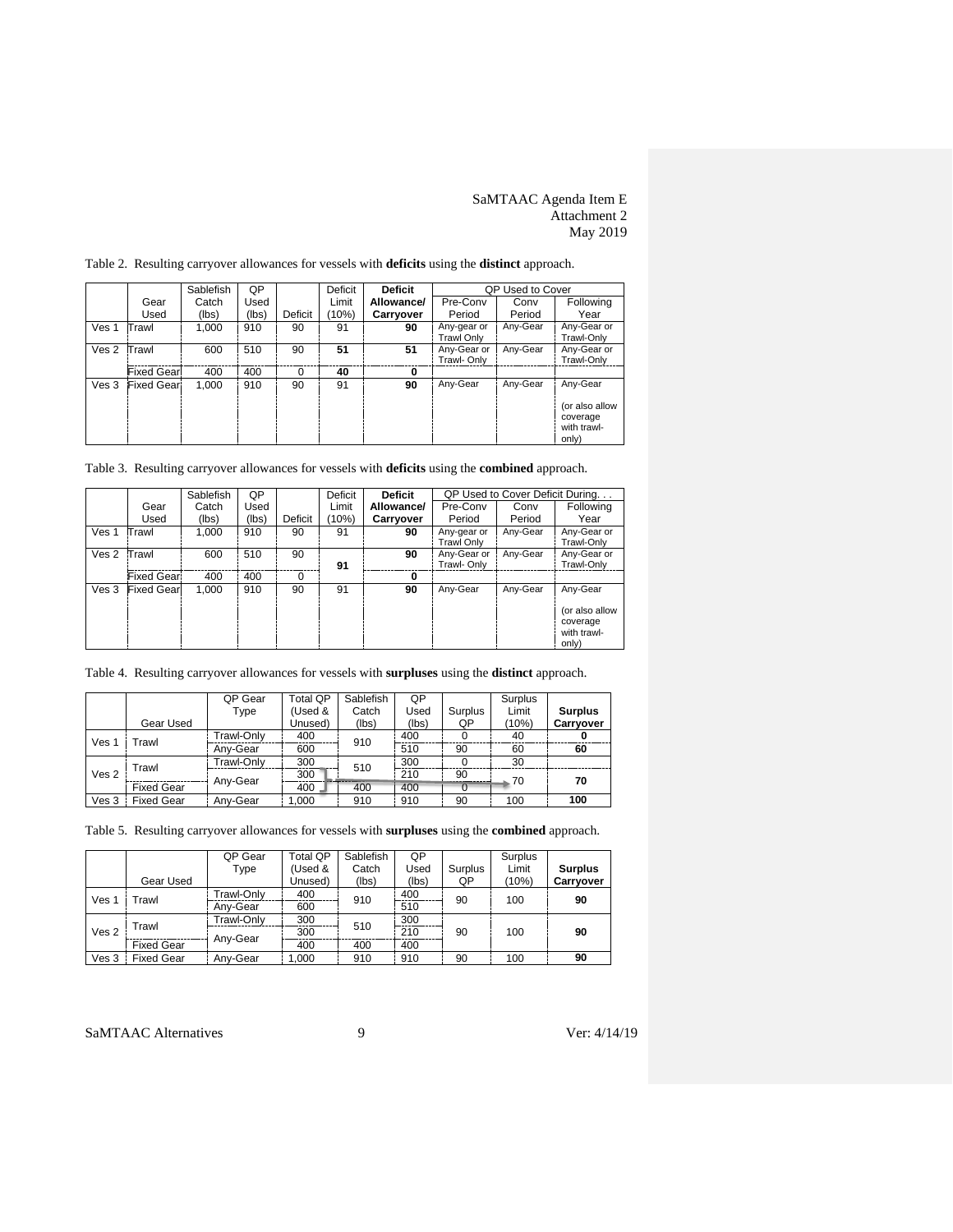Table 2. Resulting carryover allowances for vessels with **deficits** using the **distinct** approach.

| | Gear Used | Sablefish Catch (lbs) | QP Used (lbs) | Deficit | Deficit Limit (10%) | **Deficit Allowance/ Carryover** | QP Used to Cover Pre-Conv Period | Conv Period | Following Year |
|---|---|---|---|---|---|---|---|---|---|
| Ves 1 | Trawl | 1,000 | 910 | 90 | 91 | **90** | Any-gear or Trawl Only | Any-Gear | Any-Gear or Trawl-Only |
| Ves 2 | Trawl | 600 | 510 | 90 | **51** | **51** | Any-Gear or Trawl- Only | Any-Gear | Any-Gear or Trawl-Only |
| | Fixed Gear | 400 | 400 | 0 | **40** | **0** | | | |
| Ves 3 | Fixed Gear | 1,000 | 910 | 90 | 91 | **90** | Any-Gear | Any-Gear | Any-Gear (or also allow coverage with trawl-only) |

Table 3. Resulting carryover allowances for vessels with **deficits** using the **combined** approach.

| | Gear Used | Sablefish Catch (lbs) | QP Used (lbs) | Deficit | Deficit Limit (10%) | **Deficit Allowance/ Carryover** | QP Used to Cover Deficit During. . . Pre-Conv Period | Conv Period | Following Year |
|---|---|---|---|---|---|---|---|---|---|
| Ves 1 | Trawl | 1,000 | 910 | 90 | 91 | **90** | Any-gear or Trawl Only | Any-Gear | Any-Gear or Trawl-Only |
| Ves 2 | Trawl | 600 | 510 | 90 | **91** | **90** | Any-Gear or Trawl- Only | Any-Gear | Any-Gear or Trawl-Only |
| | Fixed Gear | 400 | 400 | 0 | | **0** | | | |
| Ves 3 | Fixed Gear | 1,000 | 910 | 90 | 91 | **90** | Any-Gear | Any-Gear | Any-Gear (or also allow coverage with trawl-only) |

Table 4. Resulting carryover allowances for vessels with **surpluses** using the **distinct** approach.

| | Gear Used | QP Gear Type | Total QP (Used & Unused) | Sablefish Catch (lbs) | QP Used (lbs) | Surplus QP | Surplus Limit (10%) | **Surplus Carryover** |
|---|---|---|---|---|---|---|---|---|
| Ves 1 | Trawl | Trawl-Only | 400 | 910 | 400 | 0 | 40 | **0** |
| | | Any-Gear | 600 | | 510 | 90 | 60 | **60** |
| Ves 2 | Trawl | Trawl-Only | 300 | 510 | 300 | 0 | 30 | |
| | | Any-Gear | 300 | | 210 | 90 | 70 | **70** |
| | Fixed Gear | | 400 | 400 | 400 | 0 | | |
| Ves 3 | Fixed Gear | Any-Gear | 1,000 | 910 | 910 | 90 | 100 | **100** |

Table 5. Resulting carryover allowances for vessels with **surpluses** using the **combined** approach.

| | Gear Used | QP Gear Type | Total QP (Used & Unused) | Sablefish Catch (lbs) | QP Used (lbs) | Surplus QP | Surplus Limit (10%) | **Surplus Carryover** |
|---|---|---|---|---|---|---|---|---|
| Ves 1 | Trawl | Trawl-Only | 400 | 910 | 400 | 90 | 100 | **90** |
| | | Any-Gear | 600 | | 510 | | | |
| Ves 2 | Trawl | Trawl-Only | 300 | 510 | 300 | 90 | 100 | **90** |
| | | Any-Gear | 300 | | 210 | | | |
| | Fixed Gear | | 400 | 400 | 400 | | | |
| Ves 3 | Fixed Gear | Any-Gear | 1,000 | 910 | 910 | 90 | 100 | **90** |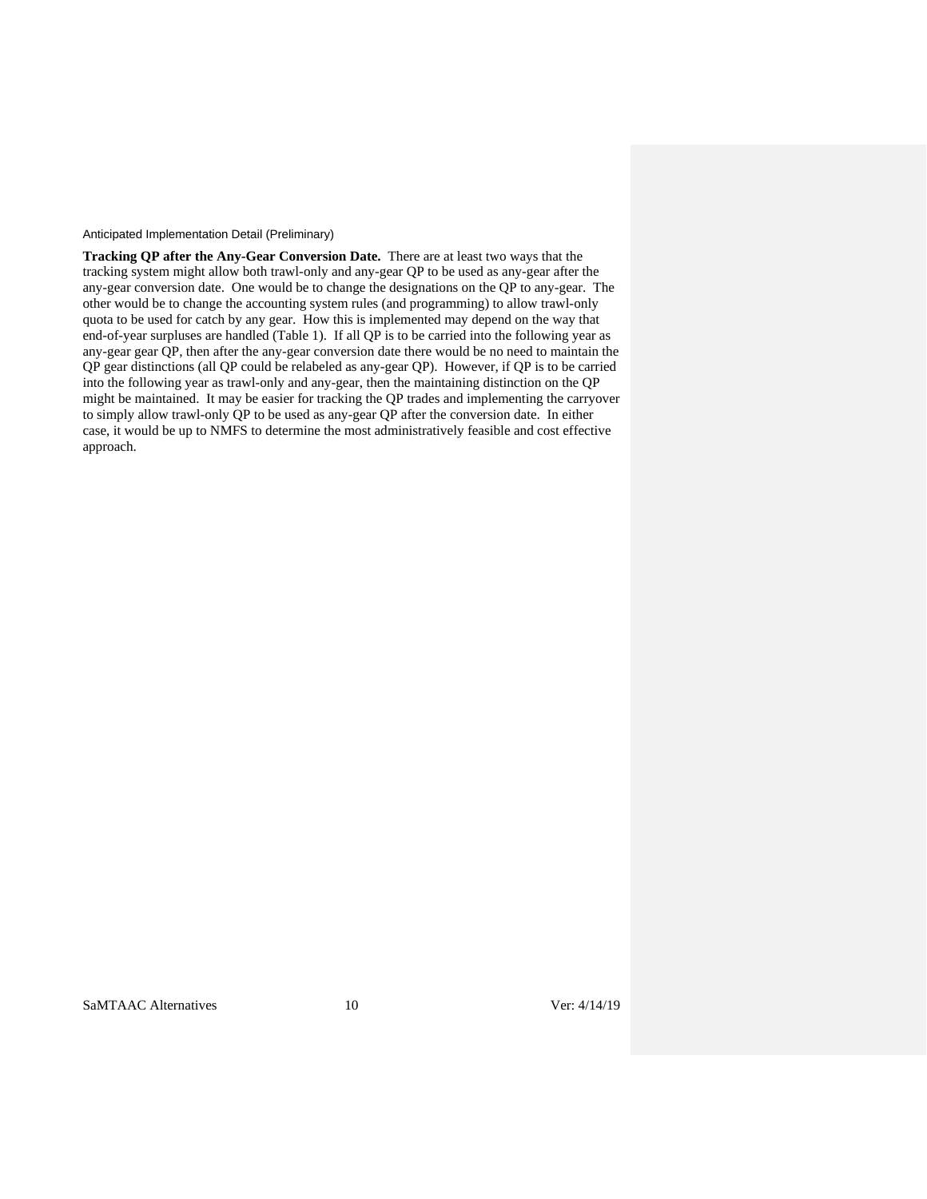Anticipated Implementation Detail (Preliminary)

**Tracking QP after the Any-Gear Conversion Date.** There are at least two ways that the tracking system might allow both trawl-only and any-gear QP to be used as any-gear after the any-gear conversion date. One would be to change the designations on the QP to any-gear. The other would be to change the accounting system rules (and programming) to allow trawl-only quota to be used for catch by any gear. How this is implemented may depend on the way that end-of-year surpluses are handled (Table 1). If all QP is to be carried into the following year as any-gear gear QP, then after the any-gear conversion date there would be no need to maintain the QP gear distinctions (all QP could be relabeled as any-gear QP). However, if QP is to be carried into the following year as trawl-only and any-gear, then the maintaining distinction on the QP might be maintained. It may be easier for tracking the QP trades and implementing the carryover to simply allow trawl-only QP to be used as any-gear QP after the conversion date. In either case, it would be up to NMFS to determine the most administratively feasible and cost effective approach.